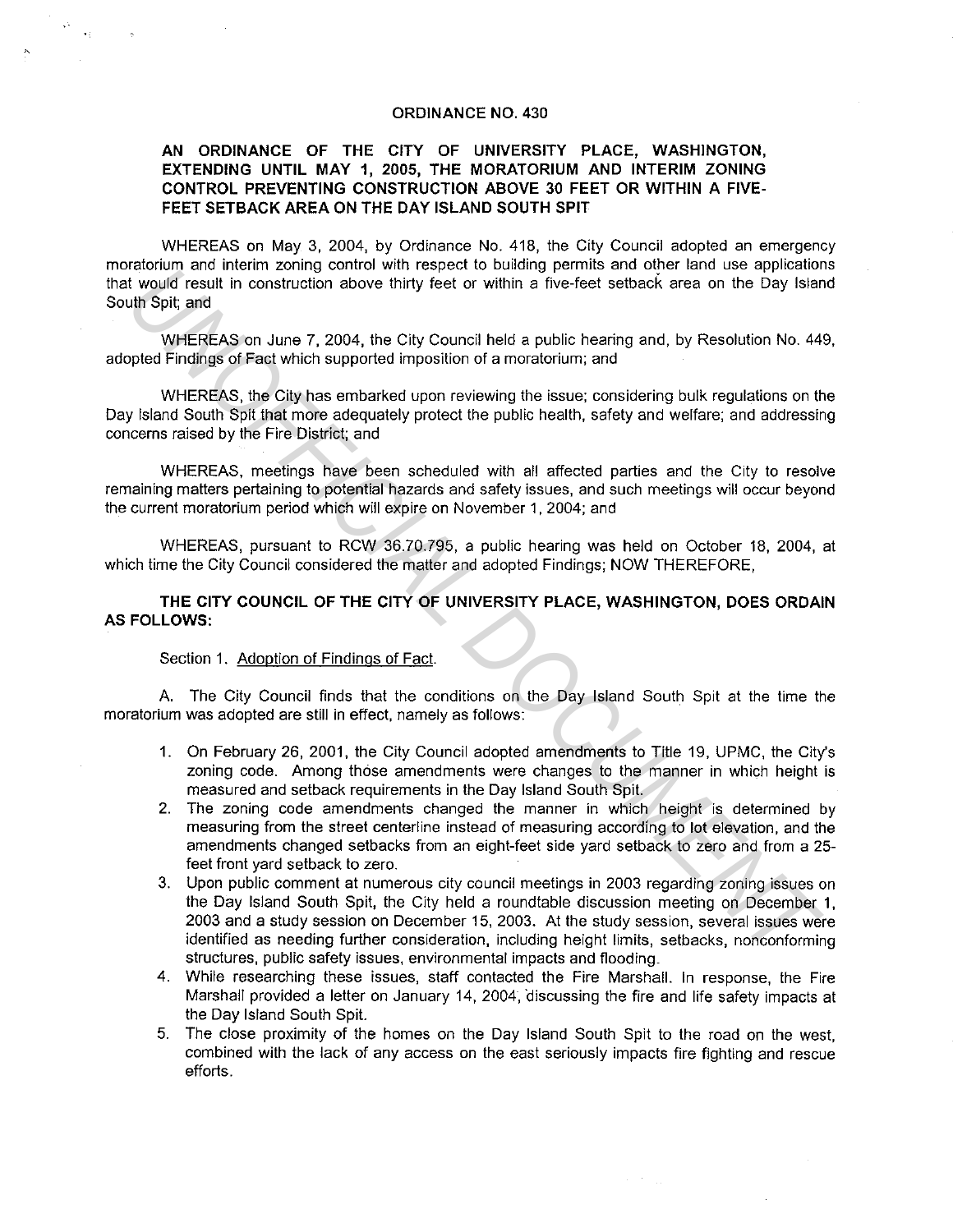# ORDINANCE NO. 430

## AN ORDINANCE OF THE CITY OF UNIVERSITY PLACE, WASHINGTON, EXTENDING UNTIL MAY 1, 2005, THE MORATORIUM AND INTERIM ZONING CONTROL PREVENTING CONSTRUCTION ABOVE 30 FEET OR WITHIN A FIVE-FEET SETBACK AREA ON THE DAY ISLAND SOUTH SPIT

WHEREAS on May 3, 2004, by Ordinance No. 418, the City Council adopted an emergency moratorium and interim zoning control with respect to building permits and other land use applications that would result in construction above thirty feet or within a five-feet setback area on the Day Island South Spit; and

WHEREAS on June 7, 2004, the City Council held a public hearing and, by Resolution No. 449, adopted Findings of Fact which supported imposition of a moratorium; and

WHEREAS, the City has embarked upon reviewing the issue; considering bulk regulations on the Day Island South Spit that more adequately protect the public health, safety and welfare; and addressing concerns raised by the Fire District; and

WHEREAS, meetings have been scheduled with all affected parties and the City to resolve remaining matters pertaining to potential hazards and safety issues, and such meetings will occur beyond the current moratorium period which will expire on November 1, 2004; and

WHEREAS, pursuant to RCW 36.70.795, a public hearing was held on October 18, 2004, at which time the City Council considered the matter and adopted Findings; NOW THEREFORE,

**THE CITY COUNCIL OF THE CITY OF UNIVERSITY PLACE, WASHINGTON, DOES ORDAIN AS FOLLOWS:**

Section 1. Adoption of Findings of Fact.

A. The City Council finds that the conditions on the Day Island South Spit at the time the moratorium was adopted are still in effect, namely as follows:

1. On February 26, 2001, the City Council adopted amendments to Title 19, UPMC, the City's zoning code. Among those amendments were changes to the manner in which height is measured and setback requirements in the Day Island South Spit.
2. The zoning code amendments changed the manner in which height is determined by measuring from the street centerline instead of measuring according to lot elevation, and the amendments changed setbacks from an eight-feet side yard setback to zero and from a 25-feet front yard setback to zero.
3. Upon public comment at numerous city council meetings in 2003 regarding zoning issues on the Day Island South Spit, the City held a roundtable discussion meeting on December 1, 2003 and a study session on December 15, 2003. At the study session, several issues were identified as needing further consideration, including height limits, setbacks, nonconforming structures, public safety issues, environmental impacts and flooding.
4. While researching these issues, staff contacted the Fire Marshall. In response, the Fire Marshall provided a letter on January 14, 2004, discussing the fire and life safety impacts at the Day Island South Spit.
5. The close proximity of the homes on the Day Island South Spit to the road on the west, combined with the lack of any access on the east seriously impacts fire fighting and rescue efforts.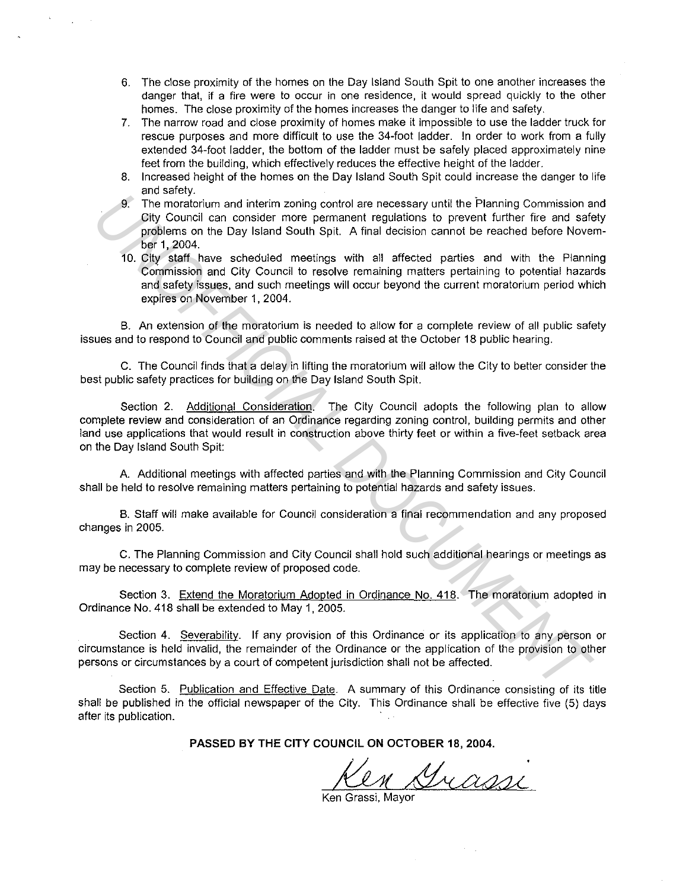6. The close proximity of the homes on the Day Island South Spit to one another increases the danger that, if a fire were to occur in one residence, it would spread quickly to the other homes. The close proximity of the homes increases the danger to life and safety.
7. The narrow road and close proximity of homes make it impossible to use the ladder truck for rescue purposes and more difficult to use the 34-foot ladder. In order to work from a fully extended 34-foot ladder, the bottom of the ladder must be safely placed approximately nine feet from the building, which effectively reduces the effective height of the ladder.
8. Increased height of the homes on the Day Island South Spit could increase the danger to life and safety.
9. The moratorium and interim zoning control are necessary until the Planning Commission and City Council can consider more permanent regulations to prevent further fire and safety problems on the Day Island South Spit. A final decision cannot be reached before November 1, 2004.
10. City staff have scheduled meetings with all affected parties and with the Planning Commission and City Council to resolve remaining matters pertaining to potential hazards and safety issues, and such meetings will occur beyond the current moratorium period which expires on November 1, 2004.

B. An extension of the moratorium is needed to allow for a complete review of all public safety issues and to respond to Council and public comments raised at the October 18 public hearing.

C. The Council finds that a delay in lifting the moratorium will allow the City to better consider the best public safety practices for building on the Day Island South Spit.

Section 2. Additional Consideration. The City Council adopts the following plan to allow complete review and consideration of an Ordinance regarding zoning control, building permits and other land use applications that would result in construction above thirty feet or within a five-feet setback area on the Day Island South Spit:

A. Additional meetings with affected parties and with the Planning Commission and City Council shall be held to resolve remaining matters pertaining to potential hazards and safety issues.

B. Staff will make available for Council consideration a final recommendation and any proposed changes in 2005.

C. The Planning Commission and City Council shall hold such additional hearings or meetings as may be necessary to complete review of proposed code.

Section 3. Extend the Moratorium Adopted in Ordinance No. 418. The moratorium adopted in Ordinance No. 418 shall be extended to May 1, 2005.

Section 4. Severability. If any provision of this Ordinance or its application to any person or circumstance is held invalid, the remainder of the Ordinance or the application of the provision to other persons or circumstances by a court of competent jurisdiction shall not be affected.

Section 5. Publication and Effective Date. A summary of this Ordinance consisting of its title shall be published in the official newspaper of the City. This Ordinance shall be effective five (5) days after its publication.

**PASSED BY THE CITY COUNCIL ON OCTOBER 18, 2004.**

Ken Grassi

Ken Grassi, Mayor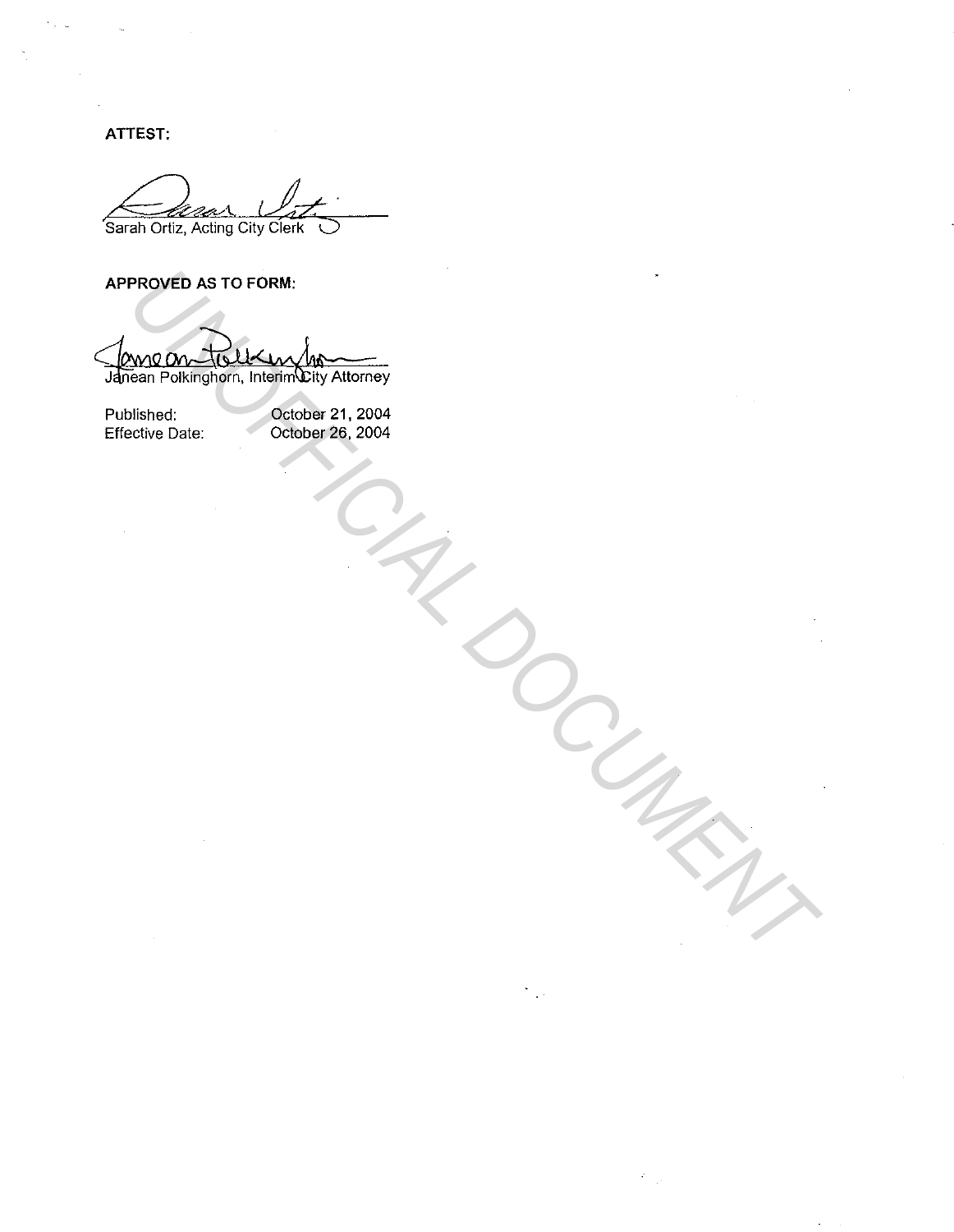**ATTEST:**

Sarah Ortiz, Acting City Clerk

**APPROVED AS TO FORM:**

Janean Polkinghorn, Interim City Attorney

| | |
|---|---|
| Published: | October 21, 2004 |
| Effective Date: | October 26, 2004 |

UNOFFICIAL DOCUMENT